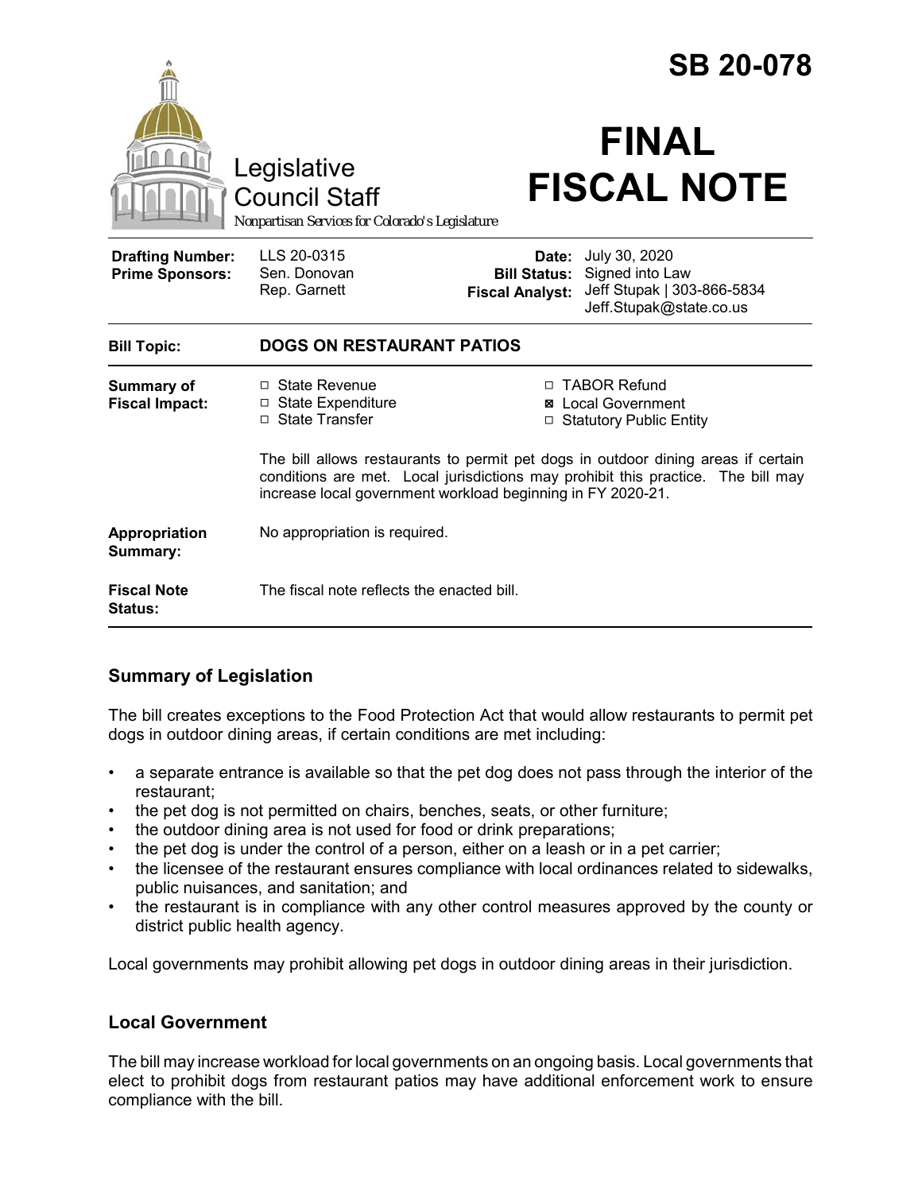# SB 20-078

Legislative Council Staff

*Nonpartisan Services for Colorado's Legislature*

# FINAL FISCAL NOTE

| | | | |
|---|---|---|---|
| **Drafting Number:** | LLS 20-0315 | **Date:** | July 30, 2020 |
| **Prime Sponsors:** | Sen. Donovan<br>Rep. Garnett | **Bill Status:** | Signed into Law |
| | | **Fiscal Analyst:** | Jeff Stupak \| 303-866-5834<br>Jeff.Stupak@state.co.us |

| | |
|---|---|
| **Bill Topic:** | **DOGS ON RESTAURANT PATIOS** |
| **Summary of Fiscal Impact:** | ☐ State Revenue<br>☐ State Expenditure<br>☐ State Transfer<br>☐ TABOR Refund<br>☒ Local Government<br>☐ Statutory Public Entity<br><br>The bill allows restaurants to permit pet dogs in outdoor dining areas if certain conditions are met. Local jurisdictions may prohibit this practice. The bill may increase local government workload beginning in FY 2020-21. |
| **Appropriation Summary:** | No appropriation is required. |
| **Fiscal Note Status:** | The fiscal note reflects the enacted bill. |

## Summary of Legislation

The bill creates exceptions to the Food Protection Act that would allow restaurants to permit pet dogs in outdoor dining areas, if certain conditions are met including:

- a separate entrance is available so that the pet dog does not pass through the interior of the restaurant;
- the pet dog is not permitted on chairs, benches, seats, or other furniture;
- the outdoor dining area is not used for food or drink preparations;
- the pet dog is under the control of a person, either on a leash or in a pet carrier;
- the licensee of the restaurant ensures compliance with local ordinances related to sidewalks, public nuisances, and sanitation; and
- the restaurant is in compliance with any other control measures approved by the county or district public health agency.

Local governments may prohibit allowing pet dogs in outdoor dining areas in their jurisdiction.

## Local Government

The bill may increase workload for local governments on an ongoing basis. Local governments that elect to prohibit dogs from restaurant patios may have additional enforcement work to ensure compliance with the bill.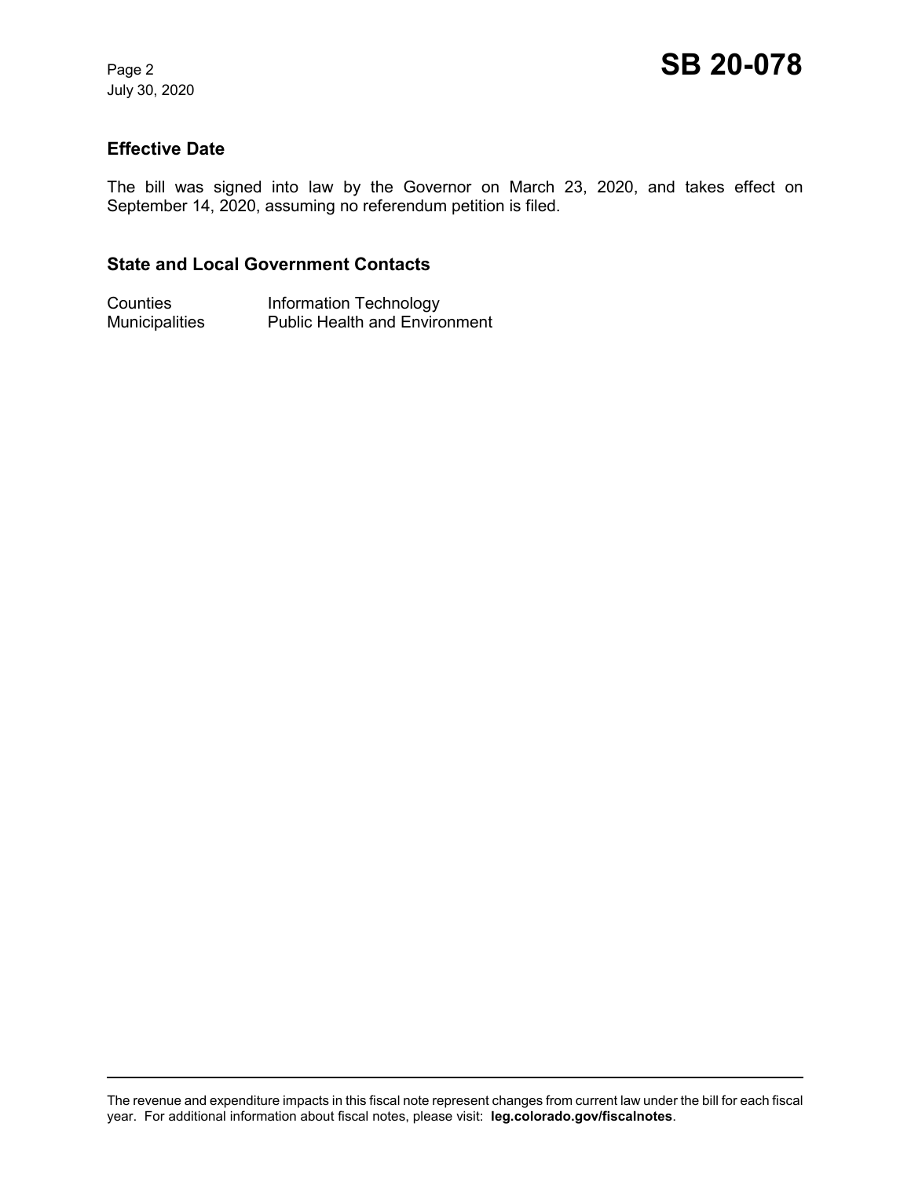## Effective Date

The bill was signed into law by the Governor on March 23, 2020, and takes effect on September 14, 2020, assuming no referendum petition is filed.

## State and Local Government Contacts

| | |
|---|---|
| Counties | Information Technology |
| Municipalities | Public Health and Environment |

The revenue and expenditure impacts in this fiscal note represent changes from current law under the bill for each fiscal year. For additional information about fiscal notes, please visit: **leg.colorado.gov/fiscalnotes**.